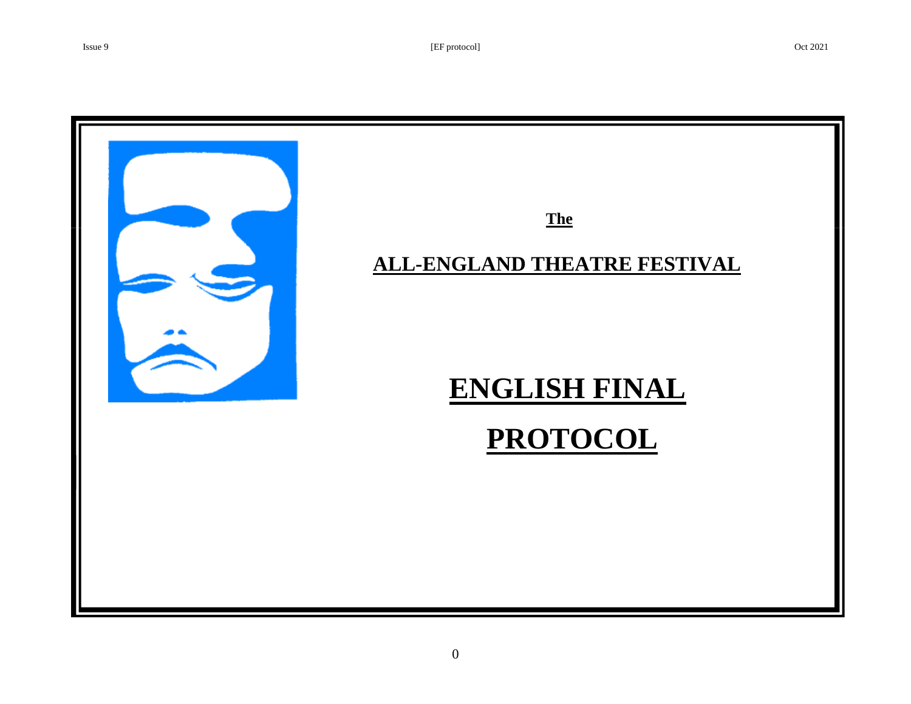**The**

# ALL-ENGLAND THEATRE FESTIVAL

# ENGLISH FINAL

# PROTOCOL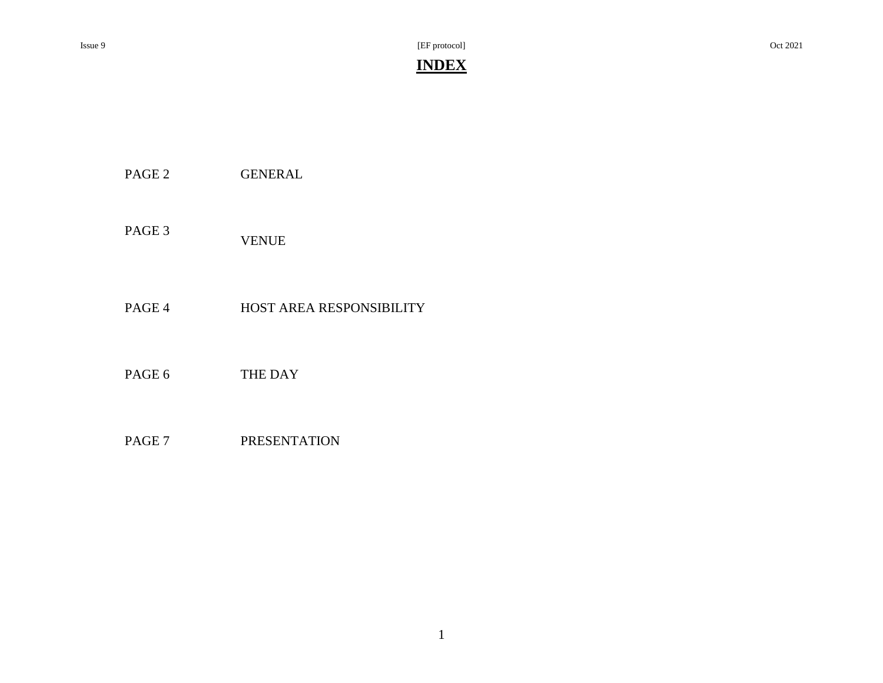# INDEX

| | |
|---|---|
| PAGE 2 | GENERAL |
| PAGE 3 | VENUE |
| PAGE 4 | HOST AREA RESPONSIBILITY |
| PAGE 6 | THE DAY |
| PAGE 7 | PRESENTATION |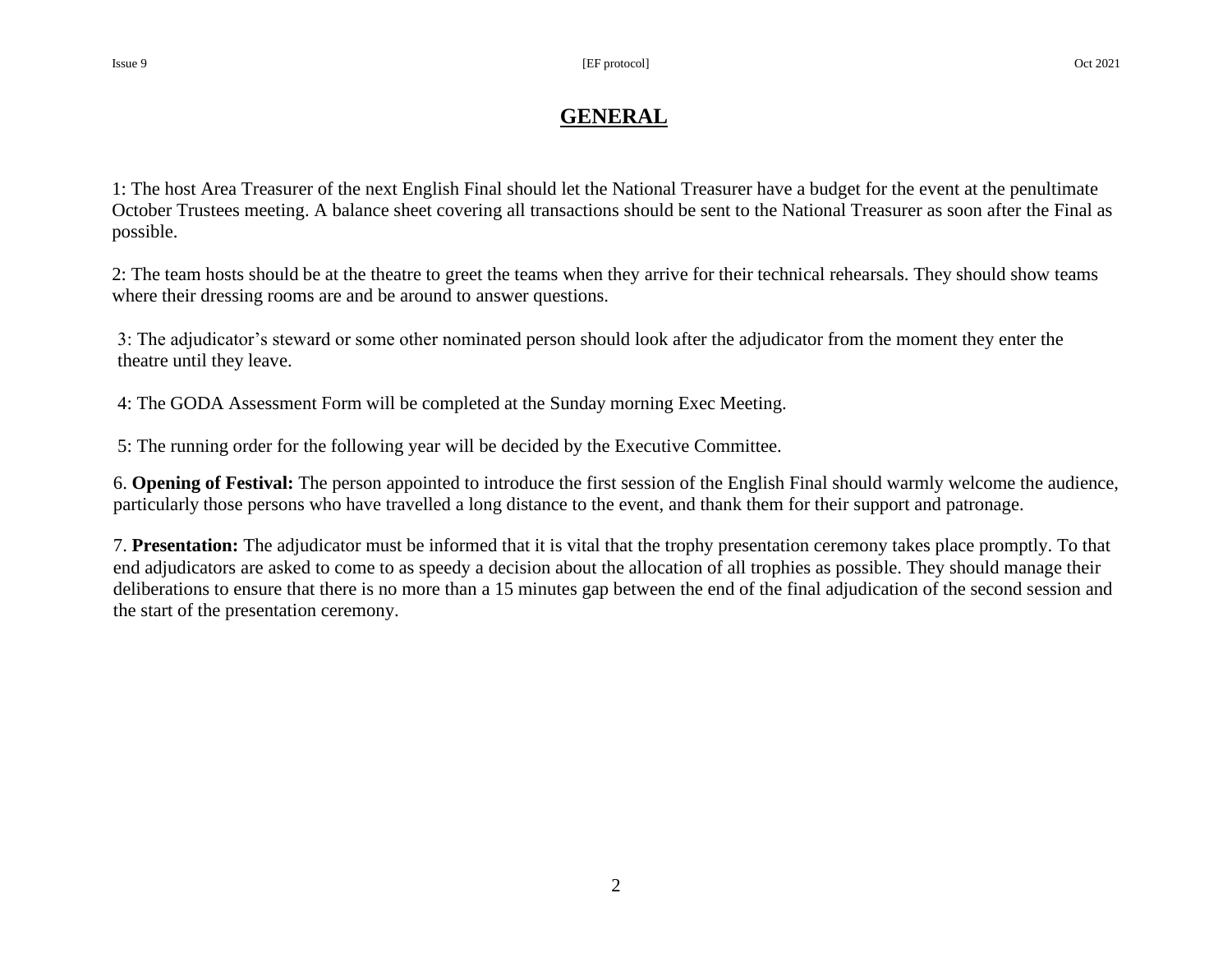# GENERAL

1: The host Area Treasurer of the next English Final should let the National Treasurer have a budget for the event at the penultimate October Trustees meeting. A balance sheet covering all transactions should be sent to the National Treasurer as soon after the Final as possible.

2: The team hosts should be at the theatre to greet the teams when they arrive for their technical rehearsals. They should show teams where their dressing rooms are and be around to answer questions.

3: The adjudicator's steward or some other nominated person should look after the adjudicator from the moment they enter the theatre until they leave.

4: The GODA Assessment Form will be completed at the Sunday morning Exec Meeting.

5: The running order for the following year will be decided by the Executive Committee.

6. **Opening of Festival:** The person appointed to introduce the first session of the English Final should warmly welcome the audience, particularly those persons who have travelled a long distance to the event, and thank them for their support and patronage.

7. **Presentation:** The adjudicator must be informed that it is vital that the trophy presentation ceremony takes place promptly. To that end adjudicators are asked to come to as speedy a decision about the allocation of all trophies as possible. They should manage their deliberations to ensure that there is no more than a 15 minutes gap between the end of the final adjudication of the second session and the start of the presentation ceremony.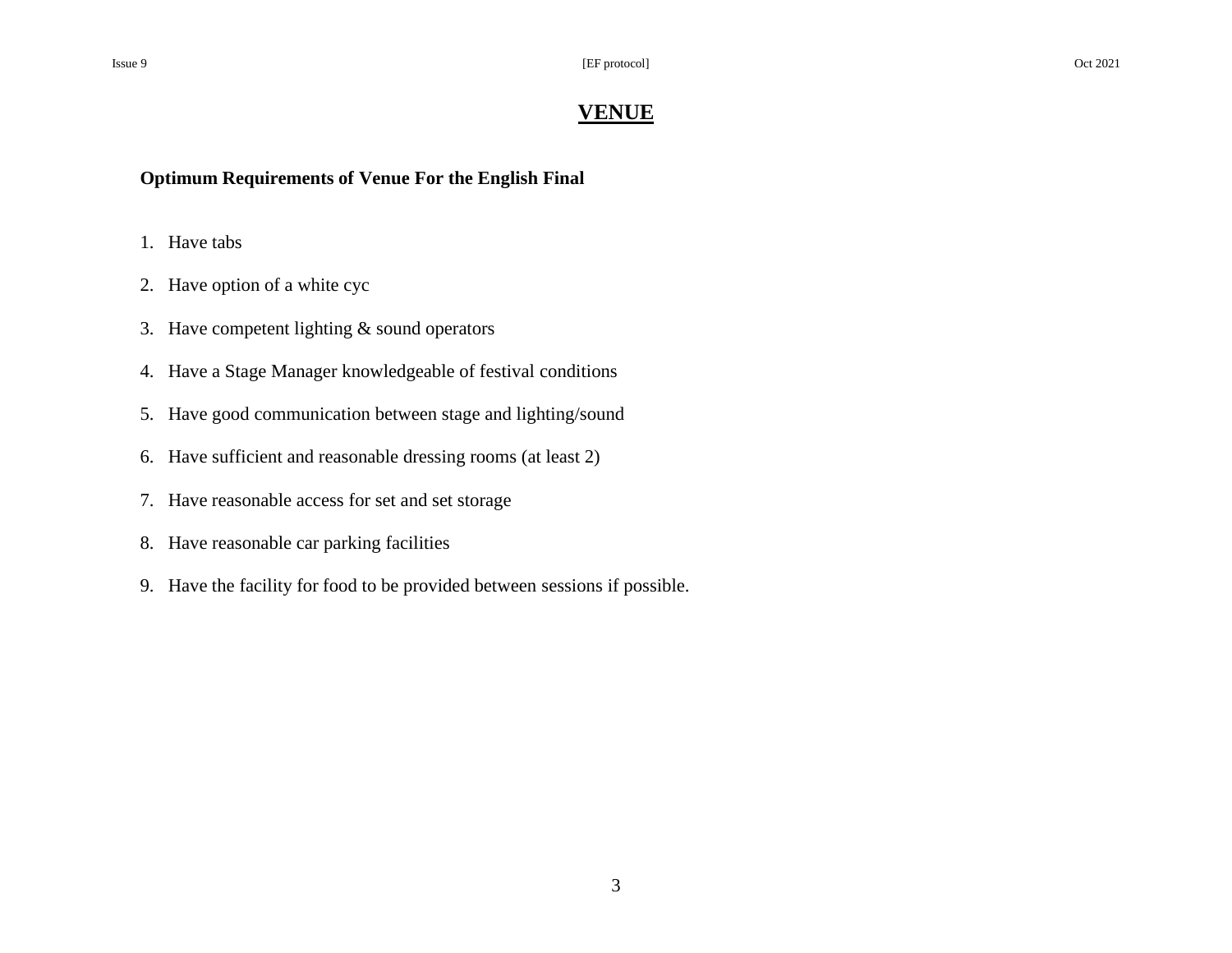# VENUE

**Optimum Requirements of Venue For the English Final**

1. Have tabs
2. Have option of a white cyc
3. Have competent lighting & sound operators
4. Have a Stage Manager knowledgeable of festival conditions
5. Have good communication between stage and lighting/sound
6. Have sufficient and reasonable dressing rooms (at least 2)
7. Have reasonable access for set and set storage
8. Have reasonable car parking facilities
9. Have the facility for food to be provided between sessions if possible.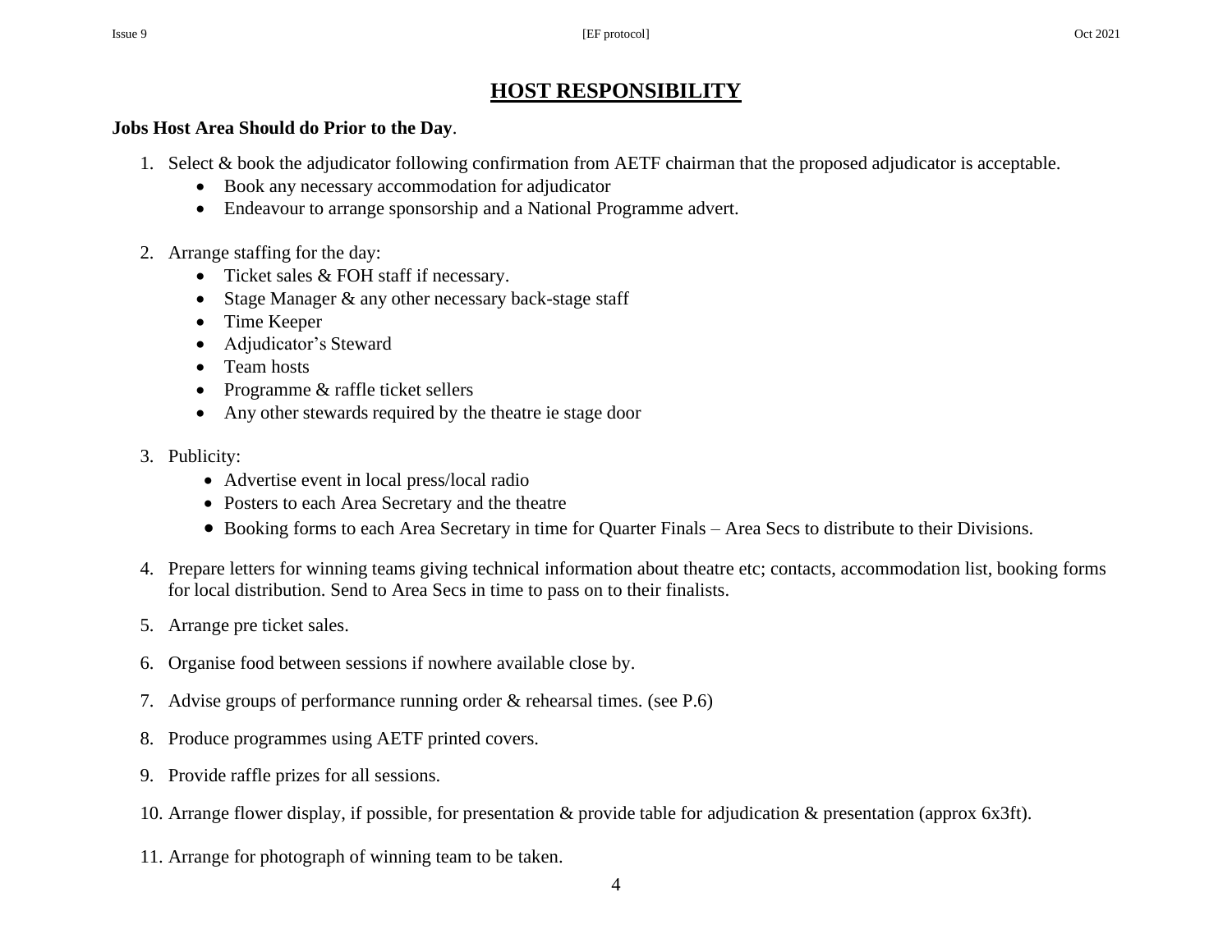# HOST RESPONSIBILITY

**Jobs Host Area Should do Prior to the Day**.

1. Select & book the adjudicator following confirmation from AETF chairman that the proposed adjudicator is acceptable.
   - Book any necessary accommodation for adjudicator
   - Endeavour to arrange sponsorship and a National Programme advert.

2. Arrange staffing for the day:
   - Ticket sales & FOH staff if necessary.
   - Stage Manager & any other necessary back-stage staff
   - Time Keeper
   - Adjudicator's Steward
   - Team hosts
   - Programme & raffle ticket sellers
   - Any other stewards required by the theatre ie stage door

3. Publicity:
   - Advertise event in local press/local radio
   - Posters to each Area Secretary and the theatre
   - Booking forms to each Area Secretary in time for Quarter Finals – Area Secs to distribute to their Divisions.

4. Prepare letters for winning teams giving technical information about theatre etc; contacts, accommodation list, booking forms for local distribution. Send to Area Secs in time to pass on to their finalists.

5. Arrange pre ticket sales.

6. Organise food between sessions if nowhere available close by.

7. Advise groups of performance running order & rehearsal times. (see P.6)

8. Produce programmes using AETF printed covers.

9. Provide raffle prizes for all sessions.

10. Arrange flower display, if possible, for presentation & provide table for adjudication & presentation (approx 6x3ft).

11. Arrange for photograph of winning team to be taken.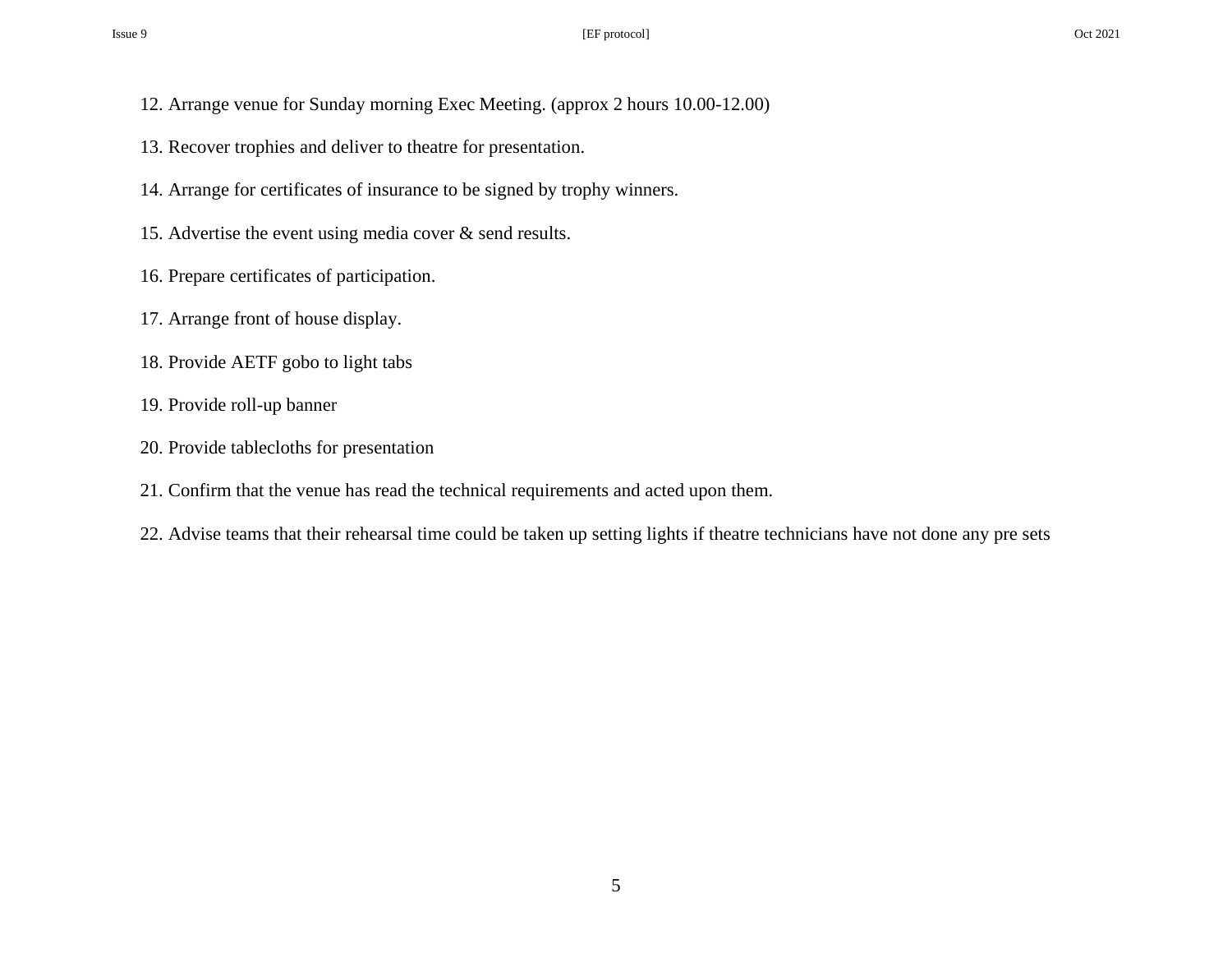12. Arrange venue for Sunday morning Exec Meeting. (approx 2 hours 10.00-12.00)

13. Recover trophies and deliver to theatre for presentation.

14. Arrange for certificates of insurance to be signed by trophy winners.

15. Advertise the event using media cover & send results.

16. Prepare certificates of participation.

17. Arrange front of house display.

18. Provide AETF gobo to light tabs

19. Provide roll-up banner

20. Provide tablecloths for presentation

21. Confirm that the venue has read the technical requirements and acted upon them.

22. Advise teams that their rehearsal time could be taken up setting lights if theatre technicians have not done any pre sets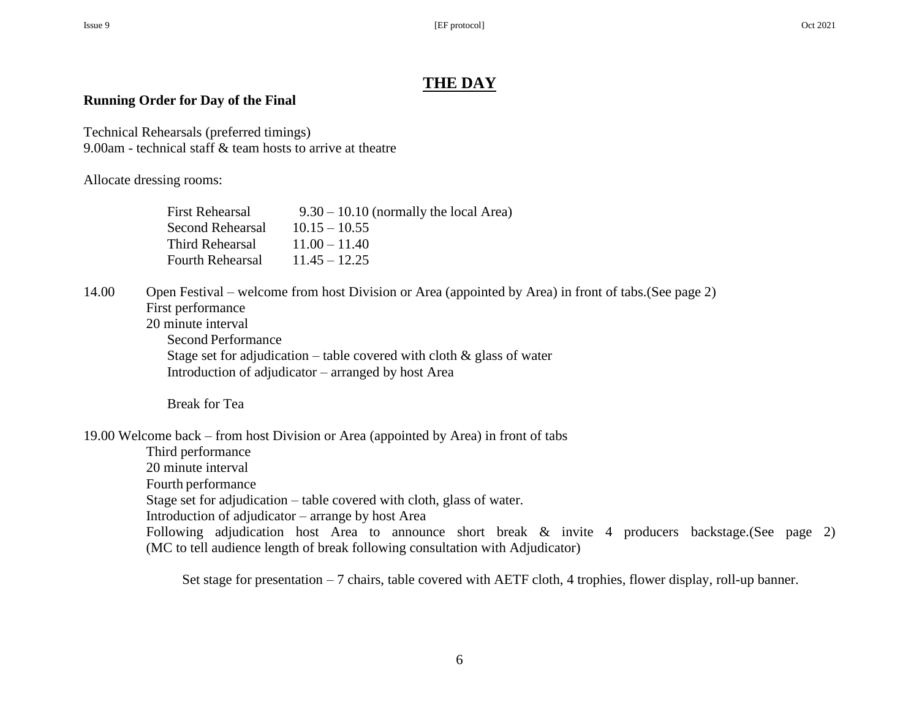# THE DAY

**Running Order for Day of the Final**

Technical Rehearsals (preferred timings)
9.00am - technical staff & team hosts to arrive at theatre

Allocate dressing rooms:

| | |
|---|---|
| First Rehearsal | 9.30 – 10.10 (normally the local Area) |
| Second Rehearsal | 10.15 – 10.55 |
| Third Rehearsal | 11.00 – 11.40 |
| Fourth Rehearsal | 11.45 – 12.25 |

14.00 Open Festival – welcome from host Division or Area (appointed by Area) in front of tabs.(See page 2)
First performance
20 minute interval
Second Performance
Stage set for adjudication – table covered with cloth & glass of water
Introduction of adjudicator – arranged by host Area

Break for Tea

19.00 Welcome back – from host Division or Area (appointed by Area) in front of tabs
Third performance
20 minute interval
Fourth performance
Stage set for adjudication – table covered with cloth, glass of water.
Introduction of adjudicator – arrange by host Area
Following adjudication host Area to announce short break & invite 4 producers backstage.(See page 2) (MC to tell audience length of break following consultation with Adjudicator)

Set stage for presentation – 7 chairs, table covered with AETF cloth, 4 trophies, flower display, roll-up banner.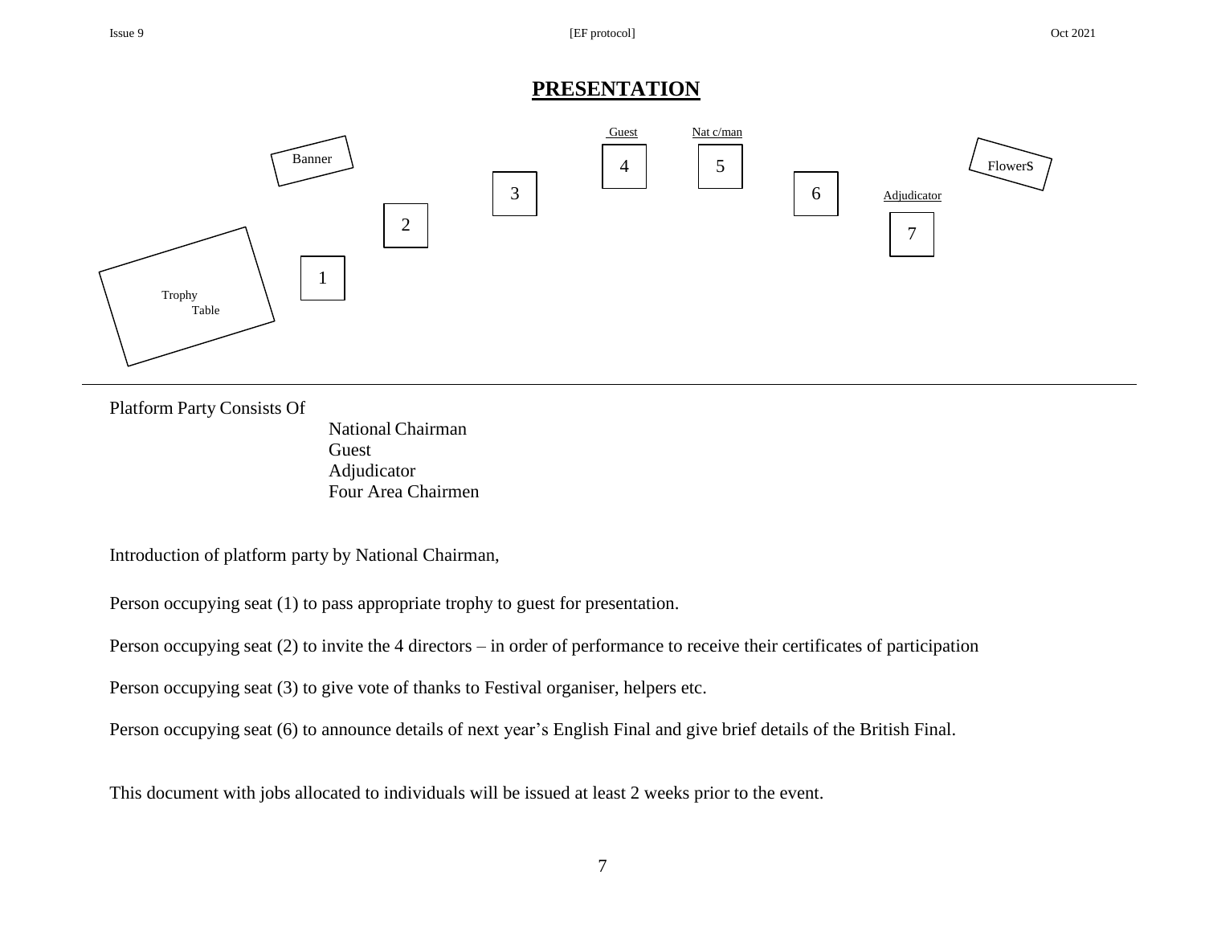# PRESENTATION

Guest
Nat c/man
Banner
4
5
Flowers
3
6
Adjudicator
2
7
1
Trophy
Table

Platform Party Consists Of

National Chairman
Guest
Adjudicator
Four Area Chairmen

Introduction of platform party by National Chairman,

Person occupying seat (1) to pass appropriate trophy to guest for presentation.

Person occupying seat (2) to invite the 4 directors – in order of performance to receive their certificates of participation

Person occupying seat (3) to give vote of thanks to Festival organiser, helpers etc.

Person occupying seat (6) to announce details of next year's English Final and give brief details of the British Final.

This document with jobs allocated to individuals will be issued at least 2 weeks prior to the event.